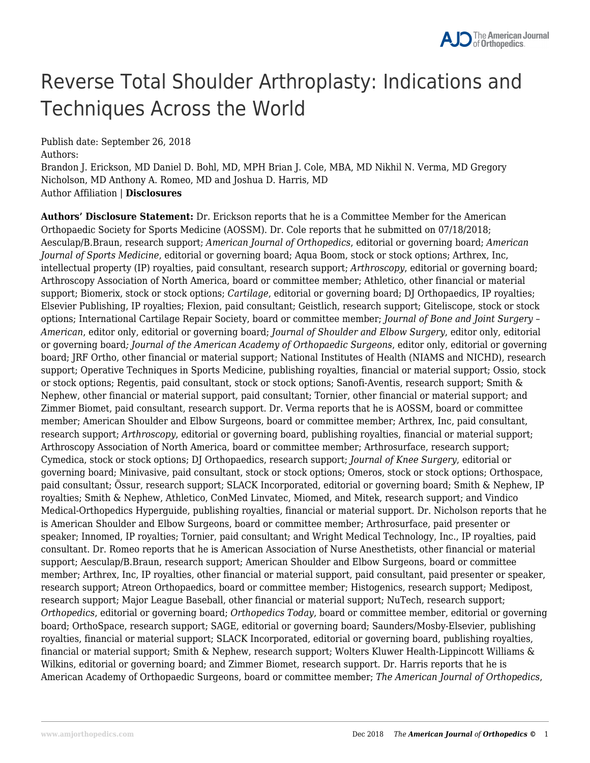# Reverse Total Shoulder Arthroplasty: Indications and Techniques Across the World

Publish date: September 26, 2018

Authors:

Brandon J. Erickson, MD Daniel D. Bohl, MD, MPH Brian J. Cole, MBA, MD Nikhil N. Verma, MD Gregory Nicholson, MD Anthony A. Romeo, MD and Joshua D. Harris, MD

Author Affiliation | **Disclosures**

**Authors' Disclosure Statement:** Dr. Erickson reports that he is a Committee Member for the American Orthopaedic Society for Sports Medicine (AOSSM). Dr. Cole reports that he submitted on 07/18/2018; Aesculap/B.Braun, research support; *American Journal of Orthopedics*, editorial or governing board; *American Journal of Sports Medicine*, editorial or governing board; Aqua Boom, stock or stock options; Arthrex, Inc, intellectual property (IP) royalties, paid consultant, research support; *Arthroscopy*, editorial or governing board; Arthroscopy Association of North America, board or committee member; Athletico, other financial or material support; Biomerix, stock or stock options; *Cartilage*, editorial or governing board; DJ Orthopaedics, IP royalties; Elsevier Publishing, IP royalties; Flexion, paid consultant; Geistlich, research support; Giteliscope, stock or stock options; International Cartilage Repair Society, board or committee member; *Journal of Bone and Joint Surgery – American*, editor only, editorial or governing board; *Journal of Shoulder and Elbow Surgery*, editor only, editorial or governing board; *Journal of the American Academy of Orthopaedic Surgeons*, editor only, editorial or governing board; JRF Ortho, other financial or material support; National Institutes of Health (NIAMS and NICHD), research support; Operative Techniques in Sports Medicine, publishing royalties, financial or material support; Ossio, stock or stock options; Regentis, paid consultant, stock or stock options; Sanofi-Aventis, research support; Smith & Nephew, other financial or material support, paid consultant; Tornier, other financial or material support; and Zimmer Biomet, paid consultant, research support. Dr. Verma reports that he is AOSSM, board or committee member; American Shoulder and Elbow Surgeons, board or committee member; Arthrex, Inc, paid consultant, research support; *Arthroscopy*, editorial or governing board, publishing royalties, financial or material support; Arthroscopy Association of North America, board or committee member; Arthrosurface, research support; Cymedica, stock or stock options; DJ Orthopaedics, research support; *Journal of Knee Surgery*, editorial or governing board; Minivasive, paid consultant, stock or stock options; Omeros, stock or stock options; Orthospace, paid consultant; Össur, research support; SLACK Incorporated, editorial or governing board; Smith & Nephew, IP royalties; Smith & Nephew, Athletico, ConMed Linvatec, Miomed, and Mitek, research support; and Vindico Medical-Orthopedics Hyperguide, publishing royalties, financial or material support. Dr. Nicholson reports that he is American Shoulder and Elbow Surgeons, board or committee member; Arthrosurface, paid presenter or speaker; Innomed, IP royalties; Tornier, paid consultant; and Wright Medical Technology, Inc., IP royalties, paid consultant. Dr. Romeo reports that he is American Association of Nurse Anesthetists, other financial or material support; Aesculap/B.Braun, research support; American Shoulder and Elbow Surgeons, board or committee member; Arthrex, Inc, IP royalties, other financial or material support, paid consultant, paid presenter or speaker, research support; Atreon Orthopaedics, board or committee member; Histogenics, research support; Medipost, research support; Major League Baseball, other financial or material support; NuTech, research support; *Orthopedics*, editorial or governing board; *Orthopedics Today*, board or committee member, editorial or governing board; OrthoSpace, research support; SAGE, editorial or governing board; Saunders/Mosby-Elsevier, publishing royalties, financial or material support; SLACK Incorporated, editorial or governing board, publishing royalties, financial or material support; Smith & Nephew, research support; Wolters Kluwer Health-Lippincott Williams & Wilkins, editorial or governing board; and Zimmer Biomet, research support. Dr. Harris reports that he is American Academy of Orthopaedic Surgeons, board or committee member; *The American Journal of Orthopedics*,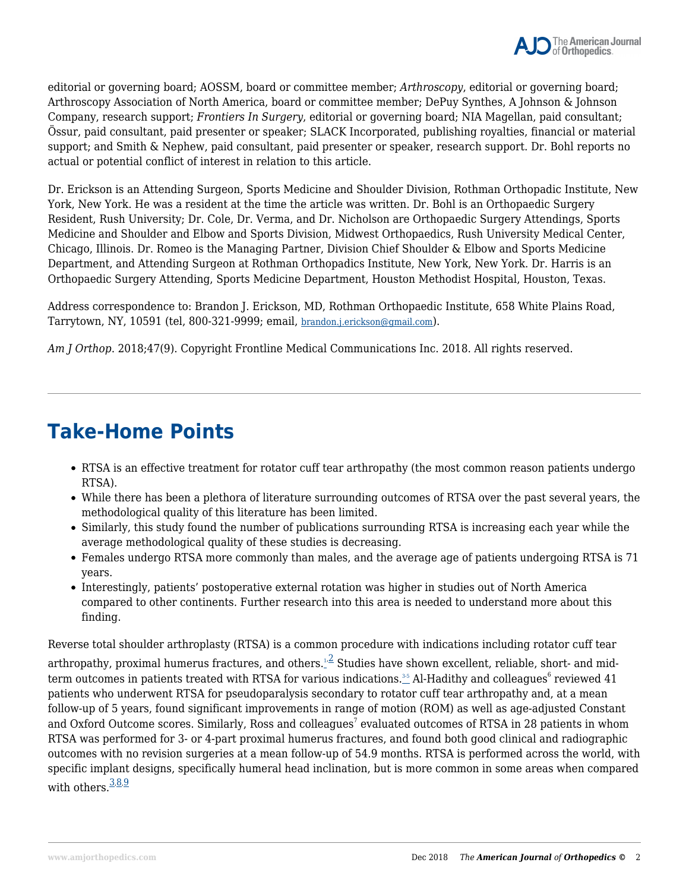editorial or governing board; AOSSM, board or committee member; *Arthroscopy*, editorial or governing board; Arthroscopy Association of North America, board or committee member; DePuy Synthes, A Johnson & Johnson Company, research support; *Frontiers In Surgery*, editorial or governing board; NIA Magellan, paid consultant; Össur, paid consultant, paid presenter or speaker; SLACK Incorporated, publishing royalties, financial or material support; and Smith & Nephew, paid consultant, paid presenter or speaker, research support. Dr. Bohl reports no actual or potential conflict of interest in relation to this article.

Dr. Erickson is an Attending Surgeon, Sports Medicine and Shoulder Division, Rothman Orthopaedic Institute, New York, New York. He was a resident at the time the article was written. Dr. Bohl is an Orthopaedic Surgery Resident, Rush University; Dr. Cole, Dr. Verma, and Dr. Nicholson are Orthopaedic Surgery Attendings, Sports Medicine and Shoulder and Elbow and Sports Division, Midwest Orthopaedics, Rush University Medical Center, Chicago, Illinois. Dr. Romeo is the Managing Partner, Division Chief Shoulder & Elbow and Sports Medicine Department, and Attending Surgeon at Rothman Orthopadics Institute, New York, New York. Dr. Harris is an Orthopaedic Surgery Attending, Sports Medicine Department, Houston Methodist Hospital, Houston, Texas.

Address correspondence to: Brandon J. Erickson, MD, Rothman Orthopaedic Institute, 658 White Plains Road, Tarrytown, NY, 10591 (tel, 800-321-9999; email, brandon.j.erickson@gmail.com).

*Am J Orthop*. 2018;47(9). Copyright Frontline Medical Communications Inc. 2018. All rights reserved.

---

## Take-Home Points

- RTSA is an effective treatment for rotator cuff tear arthropathy (the most common reason patients undergo RTSA).
- While there has been a plethora of literature surrounding outcomes of RTSA over the past several years, the methodological quality of this literature has been limited.
- Similarly, this study found the number of publications surrounding RTSA is increasing each year while the average methodological quality of these studies is decreasing.
- Females undergo RTSA more commonly than males, and the average age of patients undergoing RTSA is 71 years.
- Interestingly, patients' postoperative external rotation was higher in studies out of North America compared to other continents. Further research into this area is needed to understand more about this finding.

Reverse total shoulder arthroplasty (RTSA) is a common procedure with indications including rotator cuff tear arthropathy, proximal humerus fractures, and others.[1,2] Studies have shown excellent, reliable, short- and mid-term outcomes in patients treated with RTSA for various indications.[3-5] Al-Hadithy and colleagues[6] reviewed 41 patients who underwent RTSA for pseudoparalysis secondary to rotator cuff tear arthropathy and, at a mean follow-up of 5 years, found significant improvements in range of motion (ROM) as well as age-adjusted Constant and Oxford Outcome scores. Similarly, Ross and colleagues[7] evaluated outcomes of RTSA in 28 patients in whom RTSA was performed for 3- or 4-part proximal humerus fractures, and found both good clinical and radiographic outcomes with no revision surgeries at a mean follow-up of 54.9 months. RTSA is performed across the world, with specific implant designs, specifically humeral head inclination, but is more common in some areas when compared with others.[3,8,9]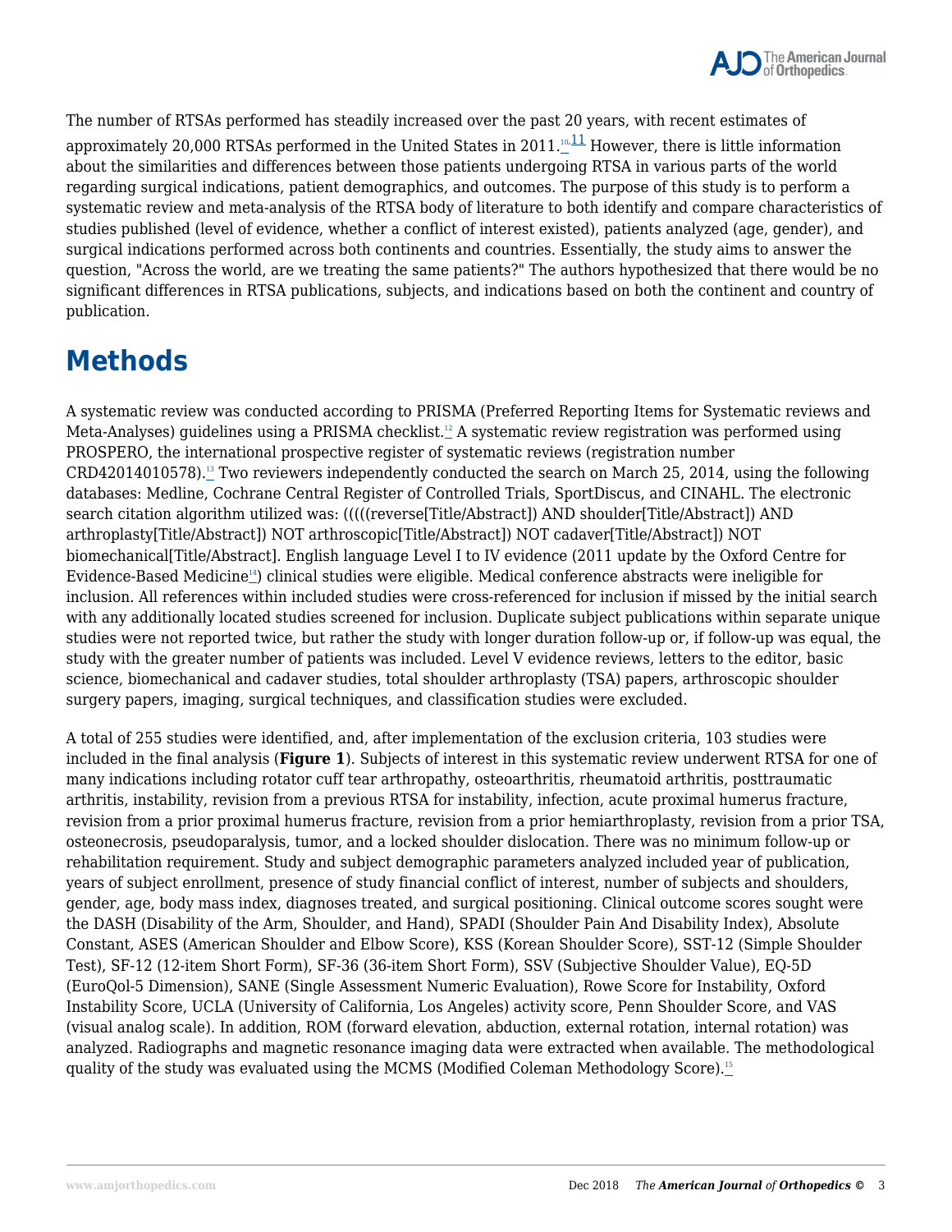The number of RTSAs performed has steadily increased over the past 20 years, with recent estimates of approximately 20,000 RTSAs performed in the United States in 2011.[10,11] However, there is little information about the similarities and differences between those patients undergoing RTSA in various parts of the world regarding surgical indications, patient demographics, and outcomes. The purpose of this study is to perform a systematic review and meta-analysis of the RTSA body of literature to both identify and compare characteristics of studies published (level of evidence, whether a conflict of interest existed), patients analyzed (age, gender), and surgical indications performed across both continents and countries. Essentially, the study aims to answer the question, "Across the world, are we treating the same patients?" The authors hypothesized that there would be no significant differences in RTSA publications, subjects, and indications based on both the continent and country of publication.

# Methods

A systematic review was conducted according to PRISMA (Preferred Reporting Items for Systematic reviews and Meta-Analyses) guidelines using a PRISMA checklist.[12] A systematic review registration was performed using PROSPERO, the international prospective register of systematic reviews (registration number CRD42014010578).[13] Two reviewers independently conducted the search on March 25, 2014, using the following databases: Medline, Cochrane Central Register of Controlled Trials, SportDiscus, and CINAHL. The electronic search citation algorithm utilized was: (((((reverse[Title/Abstract]) AND shoulder[Title/Abstract]) AND arthroplasty[Title/Abstract]) NOT arthroscopic[Title/Abstract]) NOT cadaver[Title/Abstract]) NOT biomechanical[Title/Abstract]. English language Level I to IV evidence (2011 update by the Oxford Centre for Evidence-Based Medicine[14]) clinical studies were eligible. Medical conference abstracts were ineligible for inclusion. All references within included studies were cross-referenced for inclusion if missed by the initial search with any additionally located studies screened for inclusion. Duplicate subject publications within separate unique studies were not reported twice, but rather the study with longer duration follow-up or, if follow-up was equal, the study with the greater number of patients was included. Level V evidence reviews, letters to the editor, basic science, biomechanical and cadaver studies, total shoulder arthroplasty (TSA) papers, arthroscopic shoulder surgery papers, imaging, surgical techniques, and classification studies were excluded.

A total of 255 studies were identified, and, after implementation of the exclusion criteria, 103 studies were included in the final analysis (**Figure 1**). Subjects of interest in this systematic review underwent RTSA for one of many indications including rotator cuff tear arthropathy, osteoarthritis, rheumatoid arthritis, posttraumatic arthritis, instability, revision from a previous RTSA for instability, infection, acute proximal humerus fracture, revision from a prior proximal humerus fracture, revision from a prior hemiarthroplasty, revision from a prior TSA, osteonecrosis, pseudoparalysis, tumor, and a locked shoulder dislocation. There was no minimum follow-up or rehabilitation requirement. Study and subject demographic parameters analyzed included year of publication, years of subject enrollment, presence of study financial conflict of interest, number of subjects and shoulders, gender, age, body mass index, diagnoses treated, and surgical positioning. Clinical outcome scores sought were the DASH (Disability of the Arm, Shoulder, and Hand), SPADI (Shoulder Pain And Disability Index), Absolute Constant, ASES (American Shoulder and Elbow Score), KSS (Korean Shoulder Score), SST-12 (Simple Shoulder Test), SF-12 (12-item Short Form), SF-36 (36-item Short Form), SSV (Subjective Shoulder Value), EQ-5D (EuroQol-5 Dimension), SANE (Single Assessment Numeric Evaluation), Rowe Score for Instability, Oxford Instability Score, UCLA (University of California, Los Angeles) activity score, Penn Shoulder Score, and VAS (visual analog scale). In addition, ROM (forward elevation, abduction, external rotation, internal rotation) was analyzed. Radiographs and magnetic resonance imaging data were extracted when available. The methodological quality of the study was evaluated using the MCMS (Modified Coleman Methodology Score).[15]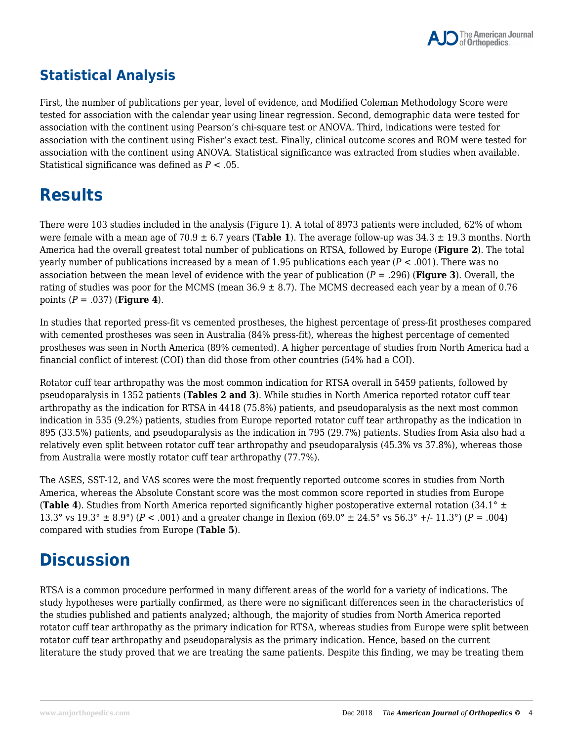## Statistical Analysis

First, the number of publications per year, level of evidence, and Modified Coleman Methodology Score were tested for association with the calendar year using linear regression. Second, demographic data were tested for association with the continent using Pearson's chi-square test or ANOVA. Third, indications were tested for association with the continent using Fisher's exact test. Finally, clinical outcome scores and ROM were tested for association with the continent using ANOVA. Statistical significance was extracted from studies when available. Statistical significance was defined as $P < .05$.

# Results

There were 103 studies included in the analysis (Figure 1). A total of 8973 patients were included, 62% of whom were female with a mean age of 70.9 ± 6.7 years (**Table 1**). The average follow-up was 34.3 ± 19.3 months. North America had the overall greatest total number of publications on RTSA, followed by Europe (**Figure 2**). The total yearly number of publications increased by a mean of 1.95 publications each year ($P < .001$). There was no association between the mean level of evidence with the year of publication ($P = .296$) (**Figure 3**). Overall, the rating of studies was poor for the MCMS (mean 36.9 ± 8.7). The MCMS decreased each year by a mean of 0.76 points ($P = .037$) (**Figure 4**).

In studies that reported press-fit vs cemented prostheses, the highest percentage of press-fit prostheses compared with cemented prostheses was seen in Australia (84% press-fit), whereas the highest percentage of cemented prostheses was seen in North America (89% cemented). A higher percentage of studies from North America had a financial conflict of interest (COI) than did those from other countries (54% had a COI).

Rotator cuff tear arthropathy was the most common indication for RTSA overall in 5459 patients, followed by pseudoparalysis in 1352 patients (**Tables 2 and 3**). While studies in North America reported rotator cuff tear arthropathy as the indication for RTSA in 4418 (75.8%) patients, and pseudoparalysis as the next most common indication in 535 (9.2%) patients, studies from Europe reported rotator cuff tear arthropathy as the indication in 895 (33.5%) patients, and pseudoparalysis as the indication in 795 (29.7%) patients. Studies from Asia also had a relatively even split between rotator cuff tear arthropathy and pseudoparalysis (45.3% vs 37.8%), whereas those from Australia were mostly rotator cuff tear arthropathy (77.7%).

The ASES, SST-12, and VAS scores were the most frequently reported outcome scores in studies from North America, whereas the Absolute Constant score was the most common score reported in studies from Europe (**Table 4**). Studies from North America reported significantly higher postoperative external rotation (34.1° ± 13.3° vs 19.3° ± 8.9°) ($P < .001$) and a greater change in flexion (69.0° ± 24.5° vs 56.3° +/- 11.3°) ($P = .004$) compared with studies from Europe (**Table 5**).

# Discussion

RTSA is a common procedure performed in many different areas of the world for a variety of indications. The study hypotheses were partially confirmed, as there were no significant differences seen in the characteristics of the studies published and patients analyzed; although, the majority of studies from North America reported rotator cuff tear arthropathy as the primary indication for RTSA, whereas studies from Europe were split between rotator cuff tear arthropathy and pseudoparalysis as the primary indication. Hence, based on the current literature the study proved that we are treating the same patients. Despite this finding, we may be treating them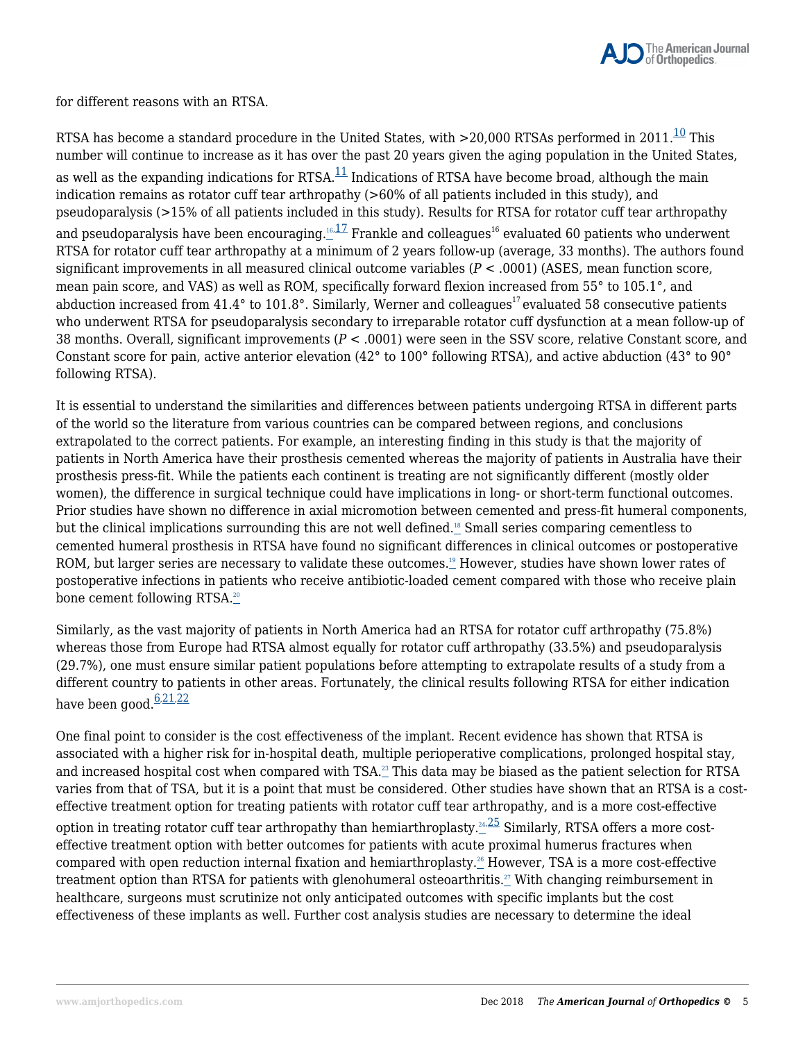for different reasons with an RTSA.

RTSA has become a standard procedure in the United States, with >20,000 RTSAs performed in 2011.[10] This number will continue to increase as it has over the past 20 years given the aging population in the United States, as well as the expanding indications for RTSA.[11] Indications of RTSA have become broad, although the main indication remains as rotator cuff tear arthropathy (>60% of all patients included in this study), and pseudoparalysis (>15% of all patients included in this study). Results for RTSA for rotator cuff tear arthropathy and pseudoparalysis have been encouraging.[16,17] Frankle and colleagues[16] evaluated 60 patients who underwent RTSA for rotator cuff tear arthropathy at a minimum of 2 years follow-up (average, 33 months). The authors found significant improvements in all measured clinical outcome variables ($P < .0001$) (ASES, mean function score, mean pain score, and VAS) as well as ROM, specifically forward flexion increased from 55° to 105.1°, and abduction increased from 41.4° to 101.8°. Similarly, Werner and colleagues[17] evaluated 58 consecutive patients who underwent RTSA for pseudoparalysis secondary to irreparable rotator cuff dysfunction at a mean follow-up of 38 months. Overall, significant improvements ($P < .0001$) were seen in the SSV score, relative Constant score, and Constant score for pain, active anterior elevation (42° to 100° following RTSA), and active abduction (43° to 90° following RTSA).

It is essential to understand the similarities and differences between patients undergoing RTSA in different parts of the world so the literature from various countries can be compared between regions, and conclusions extrapolated to the correct patients. For example, an interesting finding in this study is that the majority of patients in North America have their prosthesis cemented whereas the majority of patients in Australia have their prosthesis press-fit. While the patients each continent is treating are not significantly different (mostly older women), the difference in surgical technique could have implications in long- or short-term functional outcomes. Prior studies have shown no difference in axial micromotion between cemented and press-fit humeral components, but the clinical implications surrounding this are not well defined.[18] Small series comparing cementless to cemented humeral prosthesis in RTSA have found no significant differences in clinical outcomes or postoperative ROM, but larger series are necessary to validate these outcomes.[19] However, studies have shown lower rates of postoperative infections in patients who receive antibiotic-loaded cement compared with those who receive plain bone cement following RTSA.[20]

Similarly, as the vast majority of patients in North America had an RTSA for rotator cuff arthropathy (75.8%) whereas those from Europe had RTSA almost equally for rotator cuff arthropathy (33.5%) and pseudoparalysis (29.7%), one must ensure similar patient populations before attempting to extrapolate results of a study from a different country to patients in other areas. Fortunately, the clinical results following RTSA for either indication have been good.[6,21,22]

One final point to consider is the cost effectiveness of the implant. Recent evidence has shown that RTSA is associated with a higher risk for in-hospital death, multiple perioperative complications, prolonged hospital stay, and increased hospital cost when compared with TSA.[23] This data may be biased as the patient selection for RTSA varies from that of TSA, but it is a point that must be considered. Other studies have shown that an RTSA is a cost-effective treatment option for treating patients with rotator cuff tear arthropathy, and is a more cost-effective option in treating rotator cuff tear arthropathy than hemiarthroplasty.[24,25] Similarly, RTSA offers a more cost-effective treatment option with better outcomes for patients with acute proximal humerus fractures when compared with open reduction internal fixation and hemiarthroplasty.[26] However, TSA is a more cost-effective treatment option than RTSA for patients with glenohumeral osteoarthritis.[27] With changing reimbursement in healthcare, surgeons must scrutinize not only anticipated outcomes with specific implants but the cost effectiveness of these implants as well. Further cost analysis studies are necessary to determine the ideal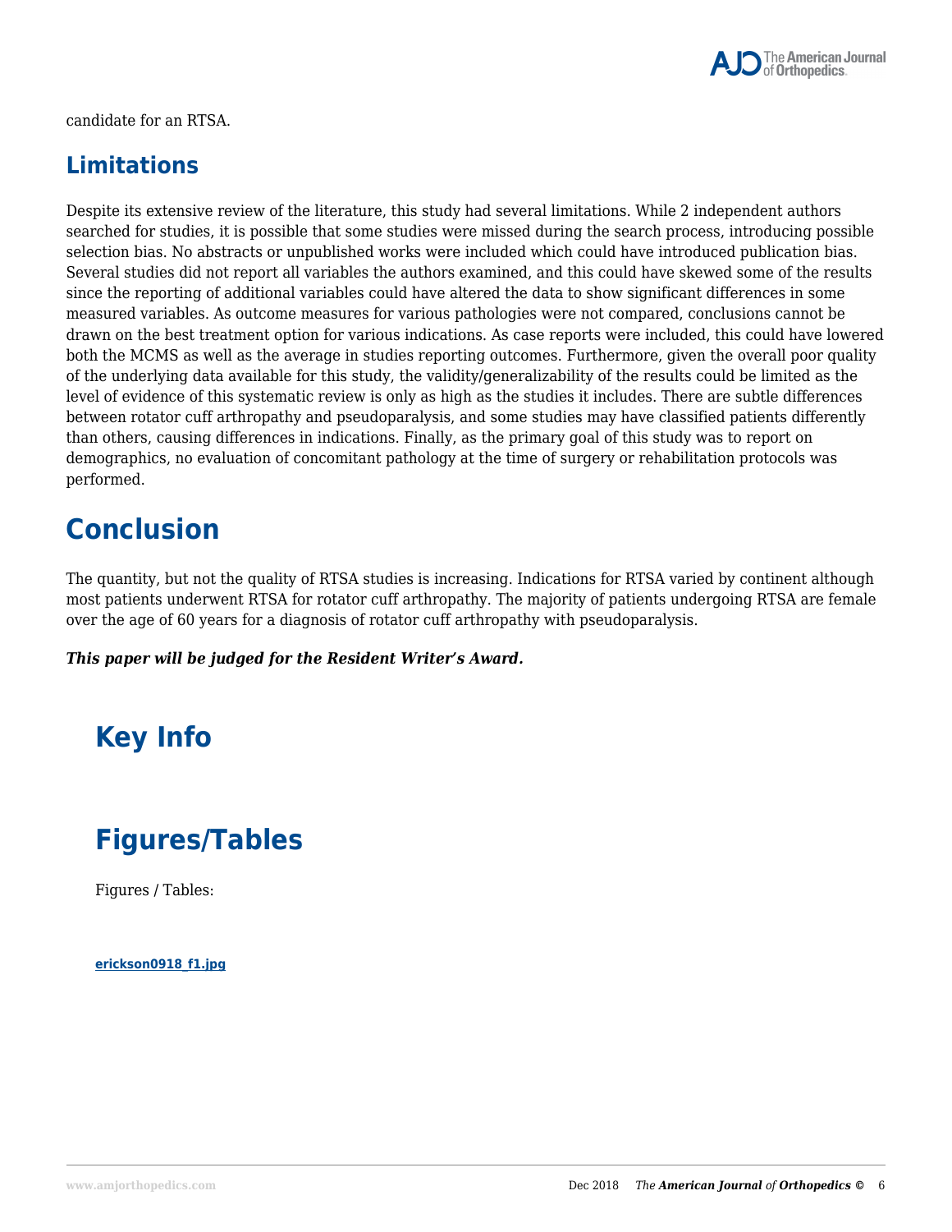candidate for an RTSA.

## Limitations

Despite its extensive review of the literature, this study had several limitations. While 2 independent authors searched for studies, it is possible that some studies were missed during the search process, introducing possible selection bias. No abstracts or unpublished works were included which could have introduced publication bias. Several studies did not report all variables the authors examined, and this could have skewed some of the results since the reporting of additional variables could have altered the data to show significant differences in some measured variables. As outcome measures for various pathologies were not compared, conclusions cannot be drawn on the best treatment option for various indications. As case reports were included, this could have lowered both the MCMS as well as the average in studies reporting outcomes. Furthermore, given the overall poor quality of the underlying data available for this study, the validity/generalizability of the results could be limited as the level of evidence of this systematic review is only as high as the studies it includes. There are subtle differences between rotator cuff arthropathy and pseudoparalysis, and some studies may have classified patients differently than others, causing differences in indications. Finally, as the primary goal of this study was to report on demographics, no evaluation of concomitant pathology at the time of surgery or rehabilitation protocols was performed.

# Conclusion

The quantity, but not the quality of RTSA studies is increasing. Indications for RTSA varied by continent although most patients underwent RTSA for rotator cuff arthropathy. The majority of patients undergoing RTSA are female over the age of 60 years for a diagnosis of rotator cuff arthropathy with pseudoparalysis.

***This paper will be judged for the Resident Writer's Award.***

# Key Info

# Figures/Tables

Figures / Tables:

**erickson0918_f1.jpg**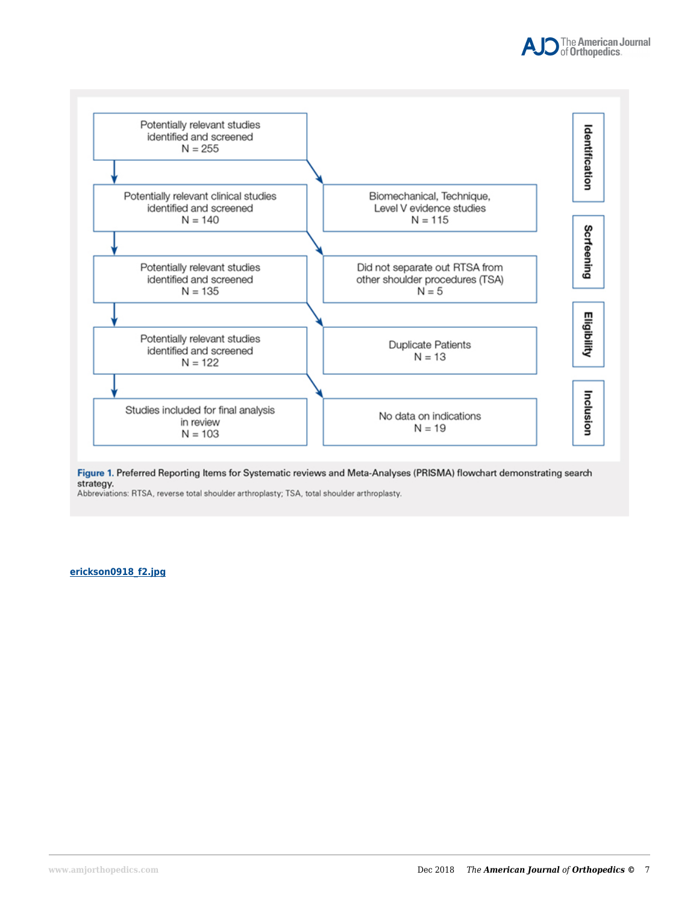Potentially relevant studies identified and screened
N = 255

Potentially relevant clinical studies identified and screened
N = 140

Biomechanical, Technique, Level V evidence studies
N = 115

Potentially relevant studies identified and screened
N = 135

Did not separate out RTSA from other shoulder procedures (TSA)
N = 5

Potentially relevant studies identified and screened
N = 122

Duplicate Patients
N = 13

Studies included for final analysis in review
N = 103

No data on indications
N = 19

Identification

Screening

Eligibility

Inclusion

**Figure 1.** Preferred Reporting Items for Systematic reviews and Meta-Analyses (PRISMA) flowchart demonstrating search strategy.
Abbreviations: RTSA, reverse total shoulder arthroplasty; TSA, total shoulder arthroplasty.

erickson0918_f2.jpg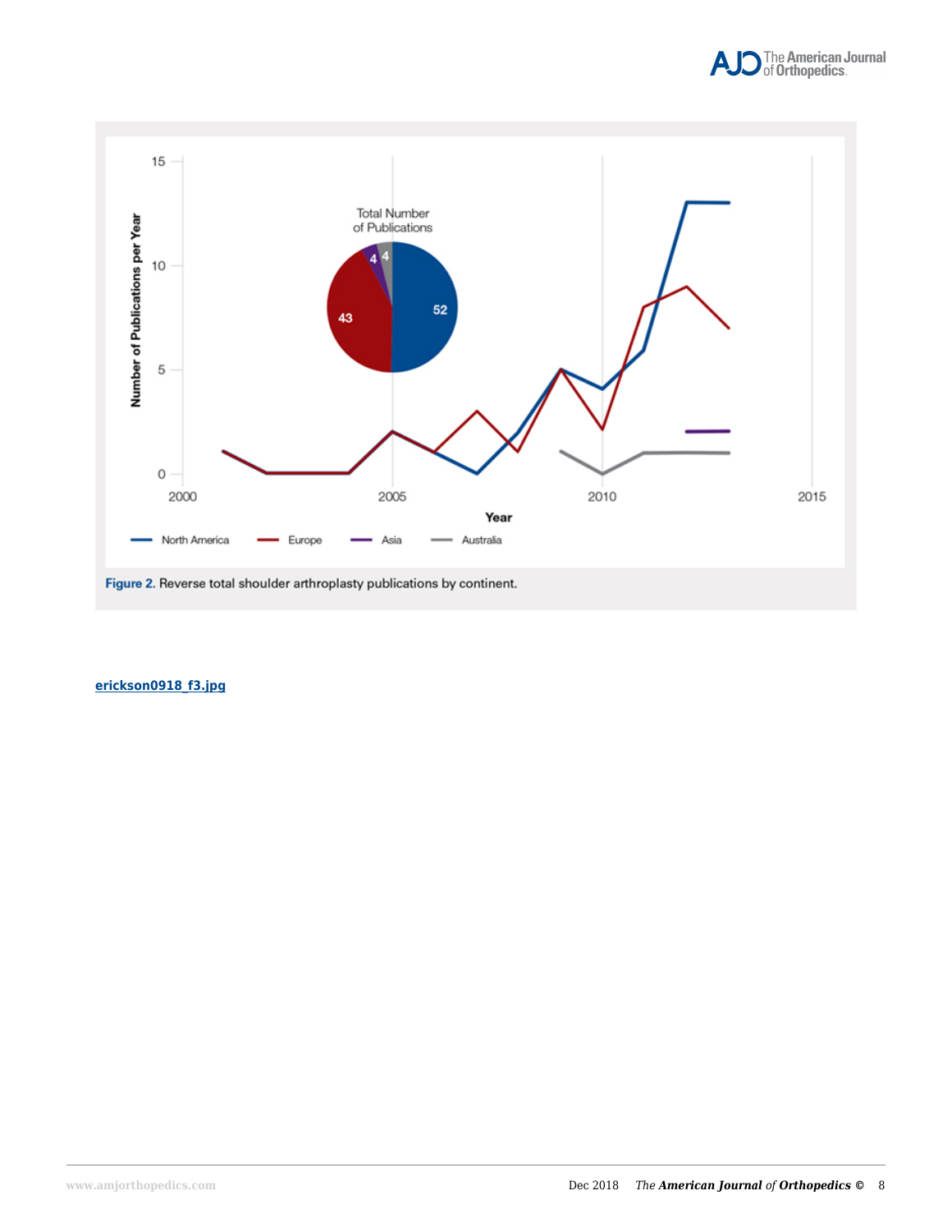Figure 2. Reverse total shoulder arthroplasty publications by continent.

erickson0918_f3.jpg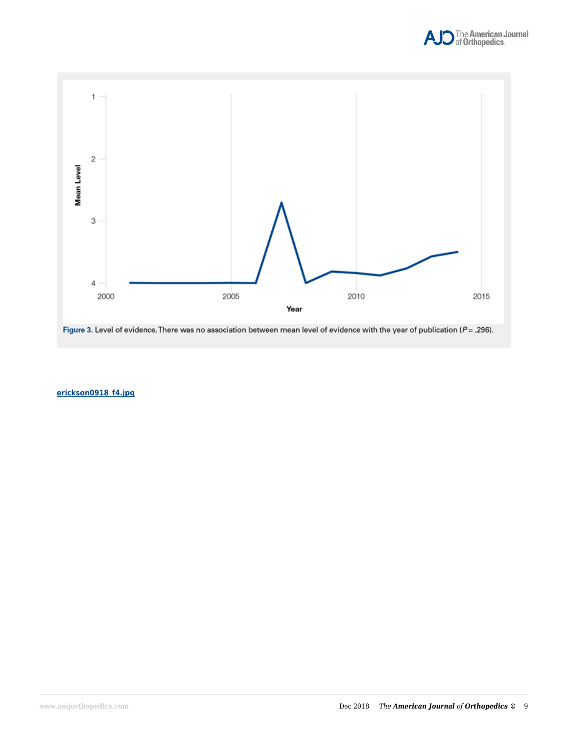Figure 3. Level of evidence. There was no association between mean level of evidence with the year of publication ($P$ = .296).

**erickson0918_f4.jpg**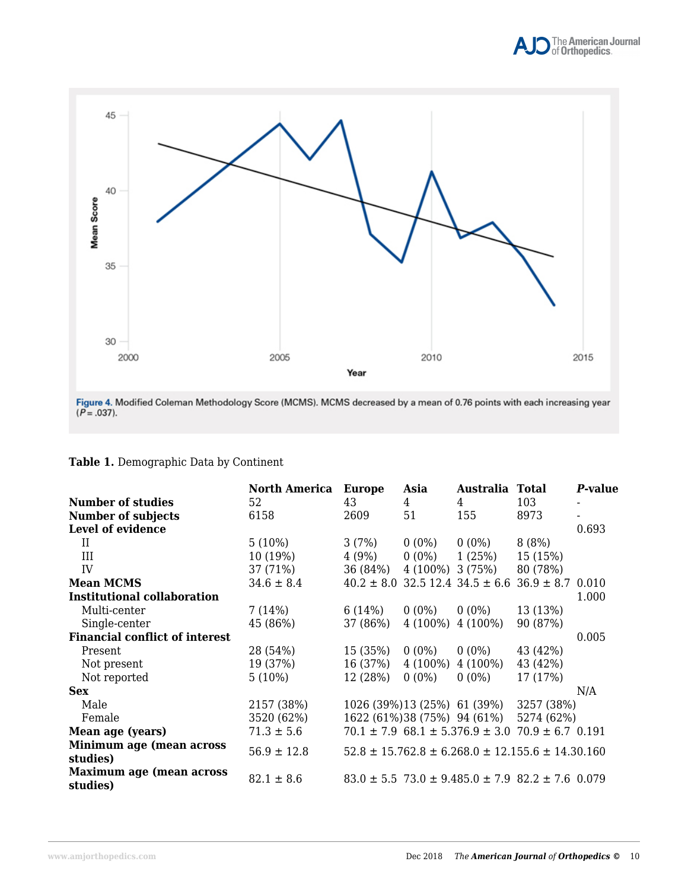Figure 4. Modified Coleman Methodology Score (MCMS). MCMS decreased by a mean of 0.76 points with each increasing year ($P = .037$).

**Table 1.** Demographic Data by Continent

| | North America | Europe | Asia | Australia | Total | *P*-value |
|---|---|---|---|---|---|---|
| **Number of studies** | 52 | 43 | 4 | 4 | 103 | - |
| **Number of subjects** | 6158 | 2609 | 51 | 155 | 8973 | - |
| **Level of evidence** | | | | | | 0.693 |
| II | 5 (10%) | 3 (7%) | 0 (0%) | 0 (0%) | 8 (8%) | |
| III | 10 (19%) | 4 (9%) | 0 (0%) | 1 (25%) | 15 (15%) | |
| IV | 37 (71%) | 36 (84%) | 4 (100%) | 3 (75%) | 80 (78%) | |
| **Mean MCMS** | 34.6 ± 8.4 | 40.2 ± 8.0 | 32.5 12.4 | 34.5 ± 6.6 | 36.9 ± 8.7 | 0.010 |
| **Institutional collaboration** | | | | | | 1.000 |
| Multi-center | 7 (14%) | 6 (14%) | 0 (0%) | 0 (0%) | 13 (13%) | |
| Single-center | 45 (86%) | 37 (86%) | 4 (100%) | 4 (100%) | 90 (87%) | |
| **Financial conflict of interest** | | | | | | 0.005 |
| Present | 28 (54%) | 15 (35%) | 0 (0%) | 0 (0%) | 43 (42%) | |
| Not present | 19 (37%) | 16 (37%) | 4 (100%) | 4 (100%) | 43 (42%) | |
| Not reported | 5 (10%) | 12 (28%) | 0 (0%) | 0 (0%) | 17 (17%) | |
| **Sex** | | | | | | N/A |
| Male | 2157 (38%) | 1026 (39%) | 13 (25%) | 61 (39%) | 3257 (38%) | |
| Female | 3520 (62%) | 1622 (61%) | 38 (75%) | 94 (61%) | 5274 (62%) | |
| **Mean age (years)** | 71.3 ± 5.6 | 70.1 ± 7.9 | 68.1 ± 5.3 | 76.9 ± 3.0 | 70.9 ± 6.7 | 0.191 |
| **Minimum age (mean across studies)** | 56.9 ± 12.8 | 52.8 ± 15.7 | 62.8 ± 6.2 | 68.0 ± 12.1 | 55.6 ± 14.3 | 0.160 |
| **Maximum age (mean across studies)** | 82.1 ± 8.6 | 83.0 ± 5.5 | 73.0 ± 9.4 | 85.0 ± 7.9 | 82.2 ± 7.6 | 0.079 |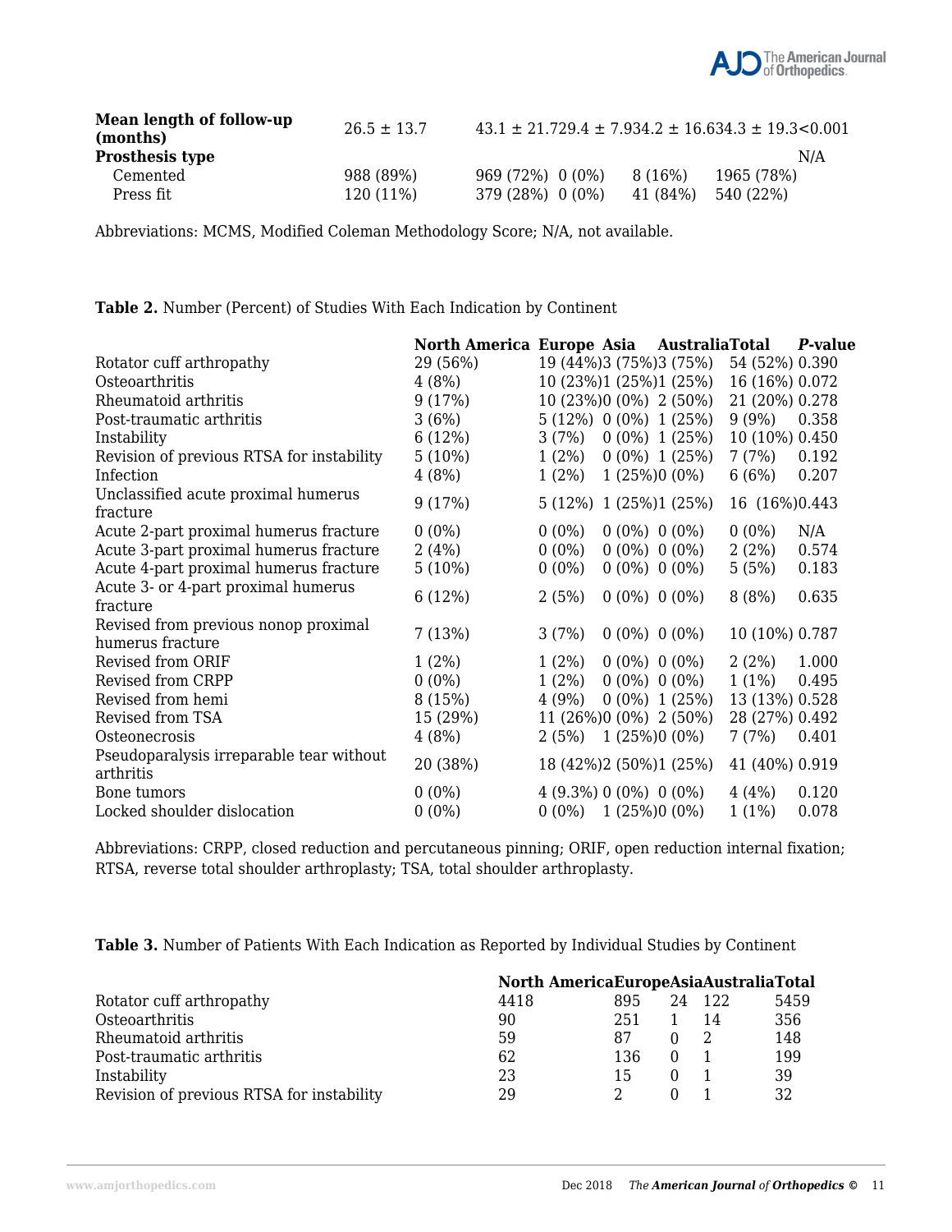| | | | | | | |
|---|---|---|---|---|---|---|
| **Mean length of follow-up (months)** | 26.5 ± 13.7 | 43.1 ± 21.7 | 29.4 ± 7.9 | 34.2 ± 16.6 | 34.3 ± 19.3 | <0.001 |
| **Prosthesis type** | | | | | | N/A |
| Cemented | 988 (89%) | 969 (72%) | 0 (0%) | 8 (16%) | 1965 (78%) | |
| Press fit | 120 (11%) | 379 (28%) | 0 (0%) | 41 (84%) | 540 (22%) | |

Abbreviations: MCMS, Modified Coleman Methodology Score; N/A, not available.

**Table 2.** Number (Percent) of Studies With Each Indication by Continent

| | North America | Europe | Asia | Australia | Total | *P*-value |
|---|---|---|---|---|---|---|
| Rotator cuff arthropathy | 29 (56%) | 19 (44%) | 3 (75%) | 3 (75%) | 54 (52%) | 0.390 |
| Osteoarthritis | 4 (8%) | 10 (23%) | 1 (25%) | 1 (25%) | 16 (16%) | 0.072 |
| Rheumatoid arthritis | 9 (17%) | 10 (23%) | 0 (0%) | 2 (50%) | 21 (20%) | 0.278 |
| Post-traumatic arthritis | 3 (6%) | 5 (12%) | 0 (0%) | 1 (25%) | 9 (9%) | 0.358 |
| Instability | 6 (12%) | 3 (7%) | 0 (0%) | 1 (25%) | 10 (10%) | 0.450 |
| Revision of previous RTSA for instability | 5 (10%) | 1 (2%) | 0 (0%) | 1 (25%) | 7 (7%) | 0.192 |
| Infection | 4 (8%) | 1 (2%) | 1 (25%) | 0 (0%) | 6 (6%) | 0.207 |
| Unclassified acute proximal humerus fracture | 9 (17%) | 5 (12%) | 1 (25%) | 1 (25%) | 16 (16%) | 0.443 |
| Acute 2-part proximal humerus fracture | 0 (0%) | 0 (0%) | 0 (0%) | 0 (0%) | 0 (0%) | N/A |
| Acute 3-part proximal humerus fracture | 2 (4%) | 0 (0%) | 0 (0%) | 0 (0%) | 2 (2%) | 0.574 |
| Acute 4-part proximal humerus fracture | 5 (10%) | 0 (0%) | 0 (0%) | 0 (0%) | 5 (5%) | 0.183 |
| Acute 3- or 4-part proximal humerus fracture | 6 (12%) | 2 (5%) | 0 (0%) | 0 (0%) | 8 (8%) | 0.635 |
| Revised from previous nonop proximal humerus fracture | 7 (13%) | 3 (7%) | 0 (0%) | 0 (0%) | 10 (10%) | 0.787 |
| Revised from ORIF | 1 (2%) | 1 (2%) | 0 (0%) | 0 (0%) | 2 (2%) | 1.000 |
| Revised from CRPP | 0 (0%) | 1 (2%) | 0 (0%) | 0 (0%) | 1 (1%) | 0.495 |
| Revised from hemi | 8 (15%) | 4 (9%) | 0 (0%) | 1 (25%) | 13 (13%) | 0.528 |
| Revised from TSA | 15 (29%) | 11 (26%) | 0 (0%) | 2 (50%) | 28 (27%) | 0.492 |
| Osteonecrosis | 4 (8%) | 2 (5%) | 1 (25%) | 0 (0%) | 7 (7%) | 0.401 |
| Pseudoparalysis irreparable tear without arthritis | 20 (38%) | 18 (42%) | 2 (50%) | 1 (25%) | 41 (40%) | 0.919 |
| Bone tumors | 0 (0%) | 4 (9.3%) | 0 (0%) | 0 (0%) | 4 (4%) | 0.120 |
| Locked shoulder dislocation | 0 (0%) | 0 (0%) | 1 (25%) | 0 (0%) | 1 (1%) | 0.078 |

Abbreviations: CRPP, closed reduction and percutaneous pinning; ORIF, open reduction internal fixation; RTSA, reverse total shoulder arthroplasty; TSA, total shoulder arthroplasty.

**Table 3.** Number of Patients With Each Indication as Reported by Individual Studies by Continent

| | North America | Europe | Asia | Australia | Total |
|---|---|---|---|---|---|
| Rotator cuff arthropathy | 4418 | 895 | 24 | 122 | 5459 |
| Osteoarthritis | 90 | 251 | 1 | 14 | 356 |
| Rheumatoid arthritis | 59 | 87 | 0 | 2 | 148 |
| Post-traumatic arthritis | 62 | 136 | 0 | 1 | 199 |
| Instability | 23 | 15 | 0 | 1 | 39 |
| Revision of previous RTSA for instability | 29 | 2 | 0 | 1 | 32 |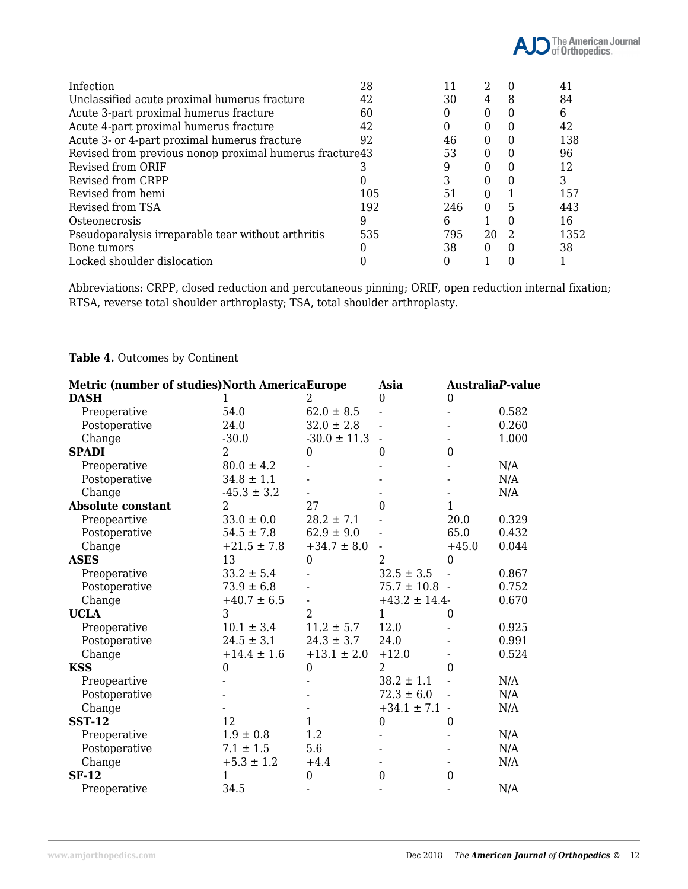| | | | | | |
|---|---|---|---|---|---|
| Infection | 28 | 11 | 2 | 0 | 41 |
| Unclassified acute proximal humerus fracture | 42 | 30 | 4 | 8 | 84 |
| Acute 3-part proximal humerus fracture | 60 | 0 | 0 | 0 | 6 |
| Acute 4-part proximal humerus fracture | 42 | 0 | 0 | 0 | 42 |
| Acute 3- or 4-part proximal humerus fracture | 92 | 46 | 0 | 0 | 138 |
| Revised from previous nonop proximal humerus fracture | 43 | 53 | 0 | 0 | 96 |
| Revised from ORIF | 3 | 9 | 0 | 0 | 12 |
| Revised from CRPP | 0 | 3 | 0 | 0 | 3 |
| Revised from hemi | 105 | 51 | 0 | 1 | 157 |
| Revised from TSA | 192 | 246 | 0 | 5 | 443 |
| Osteonecrosis | 9 | 6 | 1 | 0 | 16 |
| Pseudoparalysis irreparable tear without arthritis | 535 | 795 | 20 | 2 | 1352 |
| Bone tumors | 0 | 38 | 0 | 0 | 38 |
| Locked shoulder dislocation | 0 | 0 | 1 | 0 | 1 |

Abbreviations: CRPP, closed reduction and percutaneous pinning; ORIF, open reduction internal fixation; RTSA, reverse total shoulder arthroplasty; TSA, total shoulder arthroplasty.

**Table 4.** Outcomes by Continent

| Metric (number of studies) | North America | Europe | Asia | Australia | *P*-value |
|---|---|---|---|---|---|
| **DASH** | 1 | 2 | 0 | 0 | |
| Preoperative | 54.0 | 62.0 ± 8.5 | - | - | 0.582 |
| Postoperative | 24.0 | 32.0 ± 2.8 | - | - | 0.260 |
| Change | -30.0 | -30.0 ± 11.3 | - | - | 1.000 |
| **SPADI** | 2 | 0 | 0 | 0 | |
| Preoperative | 80.0 ± 4.2 | - | - | - | N/A |
| Postoperative | 34.8 ± 1.1 | - | - | - | N/A |
| Change | -45.3 ± 3.2 | - | - | - | N/A |
| **Absolute constant** | 2 | 27 | 0 | 1 | |
| Preopeartive | 33.0 ± 0.0 | 28.2 ± 7.1 | - | 20.0 | 0.329 |
| Postoperative | 54.5 ± 7.8 | 62.9 ± 9.0 | - | 65.0 | 0.432 |
| Change | +21.5 ± 7.8 | +34.7 ± 8.0 | - | +45.0 | 0.044 |
| **ASES** | 13 | 0 | 2 | 0 | |
| Preoperative | 33.2 ± 5.4 | - | 32.5 ± 3.5 | - | 0.867 |
| Postoperative | 73.9 ± 6.8 | - | 75.7 ± 10.8 | - | 0.752 |
| Change | +40.7 ± 6.5 | - | +43.2 ± 14.4 | - | 0.670 |
| **UCLA** | 3 | 2 | 1 | 0 | |
| Preoperative | 10.1 ± 3.4 | 11.2 ± 5.7 | 12.0 | - | 0.925 |
| Postoperative | 24.5 ± 3.1 | 24.3 ± 3.7 | 24.0 | - | 0.991 |
| Change | +14.4 ± 1.6 | +13.1 ± 2.0 | +12.0 | - | 0.524 |
| **KSS** | 0 | 0 | 2 | 0 | |
| Preopeartive | - | - | 38.2 ± 1.1 | - | N/A |
| Postoperative | - | - | 72.3 ± 6.0 | - | N/A |
| Change | - | - | +34.1 ± 7.1 | - | N/A |
| **SST-12** | 12 | 1 | 0 | 0 | |
| Preoperative | 1.9 ± 0.8 | 1.2 | - | - | N/A |
| Postoperative | 7.1 ± 1.5 | 5.6 | - | - | N/A |
| Change | +5.3 ± 1.2 | +4.4 | - | - | N/A |
| **SF-12** | 1 | 0 | 0 | 0 | |
| Preoperative | 34.5 | - | - | - | N/A |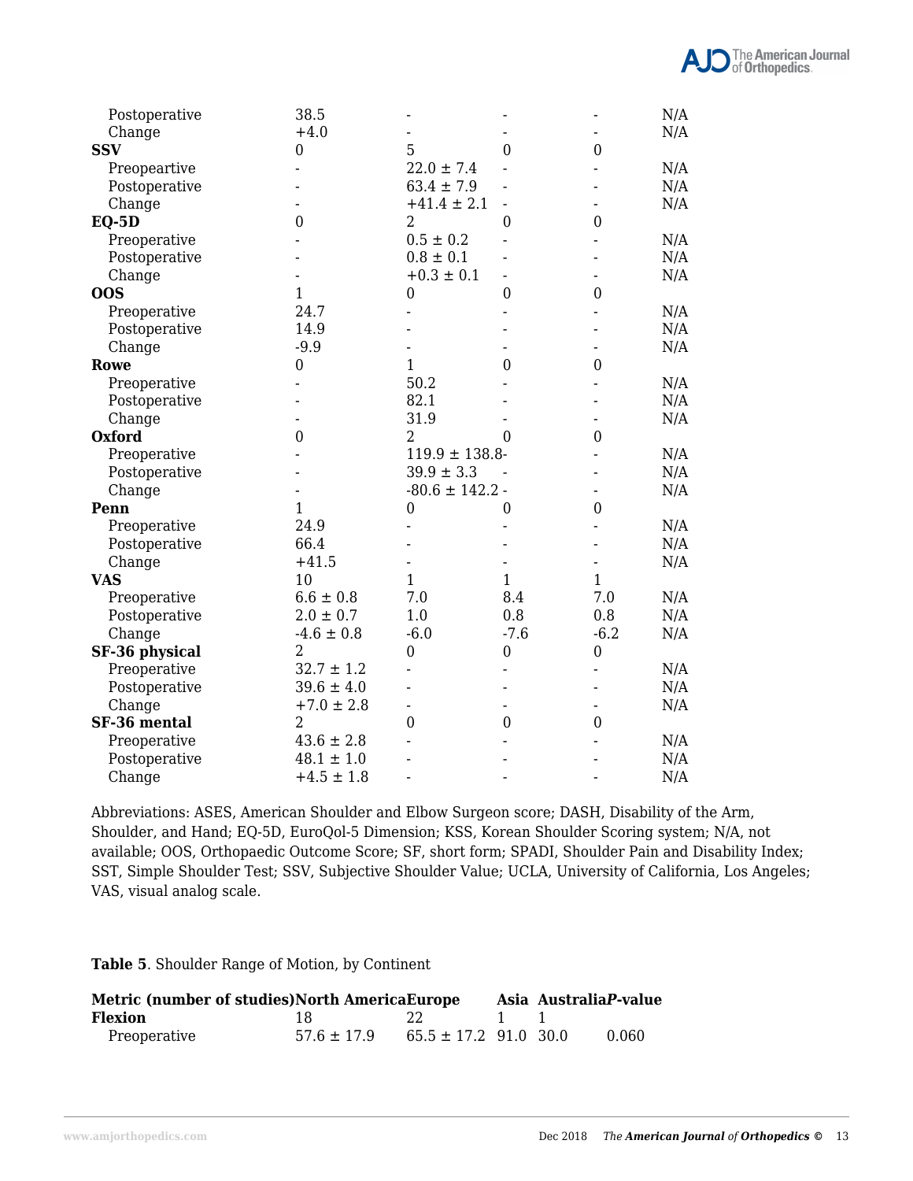| | | | | | |
|---|---|---|---|---|---|
| Postoperative | 38.5 | - | - | - | N/A |
| Change | +4.0 | - | - | - | N/A |
| **SSV** | 0 | 5 | 0 | 0 | |
| Preopeartive | - | 22.0 ± 7.4 | - | - | N/A |
| Postoperative | - | 63.4 ± 7.9 | - | - | N/A |
| Change | - | +41.4 ± 2.1 | - | - | N/A |
| **EQ-5D** | 0 | 2 | 0 | 0 | |
| Preoperative | - | 0.5 ± 0.2 | - | - | N/A |
| Postoperative | - | 0.8 ± 0.1 | - | - | N/A |
| Change | - | +0.3 ± 0.1 | - | - | N/A |
| **OOS** | 1 | 0 | 0 | 0 | |
| Preoperative | 24.7 | - | - | - | N/A |
| Postoperative | 14.9 | - | - | - | N/A |
| Change | -9.9 | - | - | - | N/A |
| **Rowe** | 0 | 1 | 0 | 0 | |
| Preoperative | - | 50.2 | - | - | N/A |
| Postoperative | - | 82.1 | - | - | N/A |
| Change | - | 31.9 | - | - | N/A |
| **Oxford** | 0 | 2 | 0 | 0 | |
| Preoperative | - | 119.9 ± 138.8 | - | - | N/A |
| Postoperative | - | 39.9 ± 3.3 | - | - | N/A |
| Change | - | -80.6 ± 142.2 | - | - | N/A |
| **Penn** | 1 | 0 | 0 | 0 | |
| Preoperative | 24.9 | - | - | - | N/A |
| Postoperative | 66.4 | - | - | - | N/A |
| Change | +41.5 | - | - | - | N/A |
| **VAS** | 10 | 1 | 1 | 1 | |
| Preoperative | 6.6 ± 0.8 | 7.0 | 8.4 | 7.0 | N/A |
| Postoperative | 2.0 ± 0.7 | 1.0 | 0.8 | 0.8 | N/A |
| Change | -4.6 ± 0.8 | -6.0 | -7.6 | -6.2 | N/A |
| **SF-36 physical** | 2 | 0 | 0 | 0 | |
| Preoperative | 32.7 ± 1.2 | - | - | - | N/A |
| Postoperative | 39.6 ± 4.0 | - | - | - | N/A |
| Change | +7.0 ± 2.8 | - | - | - | N/A |
| **SF-36 mental** | 2 | 0 | 0 | 0 | |
| Preoperative | 43.6 ± 2.8 | - | - | - | N/A |
| Postoperative | 48.1 ± 1.0 | - | - | - | N/A |
| Change | +4.5 ± 1.8 | - | - | - | N/A |

Abbreviations: ASES, American Shoulder and Elbow Surgeon score; DASH, Disability of the Arm, Shoulder, and Hand; EQ-5D, EuroQol-5 Dimension; KSS, Korean Shoulder Scoring system; N/A, not available; OOS, Orthopaedic Outcome Score; SF, short form; SPADI, Shoulder Pain and Disability Index; SST, Simple Shoulder Test; SSV, Subjective Shoulder Value; UCLA, University of California, Los Angeles; VAS, visual analog scale.

**Table 5**. Shoulder Range of Motion, by Continent

| Metric (number of studies) | North America | Europe | Asia | Australia | *P*-value |
|---|---|---|---|---|---|
| **Flexion** | 18 | 22 | 1 | 1 | |
| Preoperative | 57.6 ± 17.9 | 65.5 ± 17.2 | 91.0 | 30.0 | 0.060 |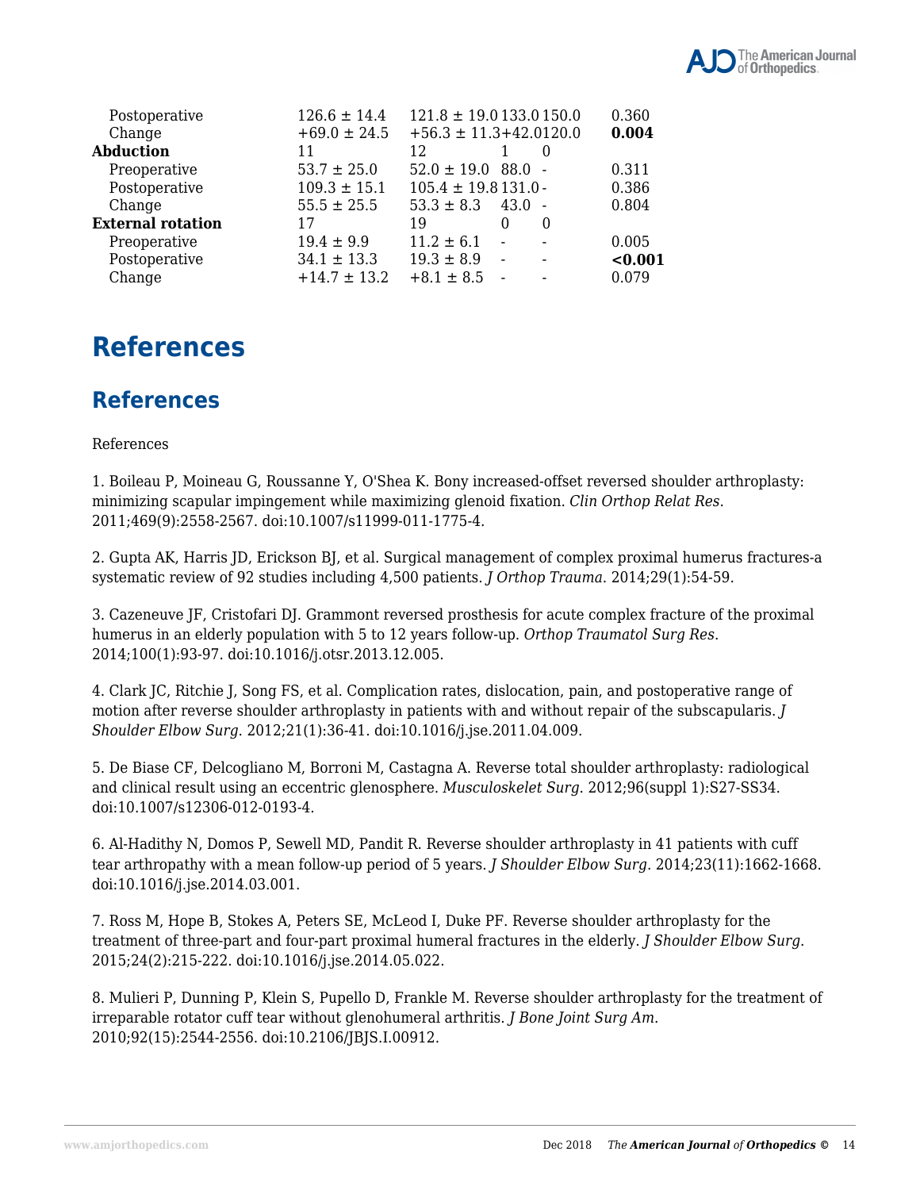| | | | | | |
|---|---|---|---|---|---|
| Postoperative | 126.6 ± 14.4 | 121.8 ± 19.0 | 133.0 | 150.0 | 0.360 |
| Change | +69.0 ± 24.5 | +56.3 ± 11.3 | +42.0 | 120.0 | **0.004** |
| **Abduction** | 11 | 12 | 1 | 0 | |
| Preoperative | 53.7 ± 25.0 | 52.0 ± 19.0 | 88.0 | - | 0.311 |
| Postoperative | 109.3 ± 15.1 | 105.4 ± 19.8 | 131.0 | - | 0.386 |
| Change | 55.5 ± 25.5 | 53.3 ± 8.3 | 43.0 | - | 0.804 |
| **External rotation** | 17 | 19 | 0 | 0 | |
| Preoperative | 19.4 ± 9.9 | 11.2 ± 6.1 | - | - | 0.005 |
| Postoperative | 34.1 ± 13.3 | 19.3 ± 8.9 | - | - | **<0.001** |
| Change | +14.7 ± 13.2 | +8.1 ± 8.5 | - | - | 0.079 |

# References

## References

References

1. Boileau P, Moineau G, Roussanne Y, O'Shea K. Bony increased-offset reversed shoulder arthroplasty: minimizing scapular impingement while maximizing glenoid fixation. *Clin Orthop Relat Res*. 2011;469(9):2558-2567. doi:10.1007/s11999-011-1775-4.

2. Gupta AK, Harris JD, Erickson BJ, et al. Surgical management of complex proximal humerus fractures-a systematic review of 92 studies including 4,500 patients. *J Orthop Trauma*. 2014;29(1):54-59.

3. Cazeneuve JF, Cristofari DJ. Grammont reversed prosthesis for acute complex fracture of the proximal humerus in an elderly population with 5 to 12 years follow-up. *Orthop Traumatol Surg Res*. 2014;100(1):93-97. doi:10.1016/j.otsr.2013.12.005.

4. Clark JC, Ritchie J, Song FS, et al. Complication rates, dislocation, pain, and postoperative range of motion after reverse shoulder arthroplasty in patients with and without repair of the subscapularis. *J Shoulder Elbow Surg*. 2012;21(1):36-41. doi:10.1016/j.jse.2011.04.009.

5. De Biase CF, Delcogliano M, Borroni M, Castagna A. Reverse total shoulder arthroplasty: radiological and clinical result using an eccentric glenosphere. *Musculoskelet Surg*. 2012;96(suppl 1):S27-SS34. doi:10.1007/s12306-012-0193-4.

6. Al-Hadithy N, Domos P, Sewell MD, Pandit R. Reverse shoulder arthroplasty in 41 patients with cuff tear arthropathy with a mean follow-up period of 5 years. *J Shoulder Elbow Surg*. 2014;23(11):1662-1668. doi:10.1016/j.jse.2014.03.001.

7. Ross M, Hope B, Stokes A, Peters SE, McLeod I, Duke PF. Reverse shoulder arthroplasty for the treatment of three-part and four-part proximal humeral fractures in the elderly. *J Shoulder Elbow Surg*. 2015;24(2):215-222. doi:10.1016/j.jse.2014.05.022.

8. Mulieri P, Dunning P, Klein S, Pupello D, Frankle M. Reverse shoulder arthroplasty for the treatment of irreparable rotator cuff tear without glenohumeral arthritis. *J Bone Joint Surg Am*. 2010;92(15):2544-2556. doi:10.2106/JBJS.I.00912.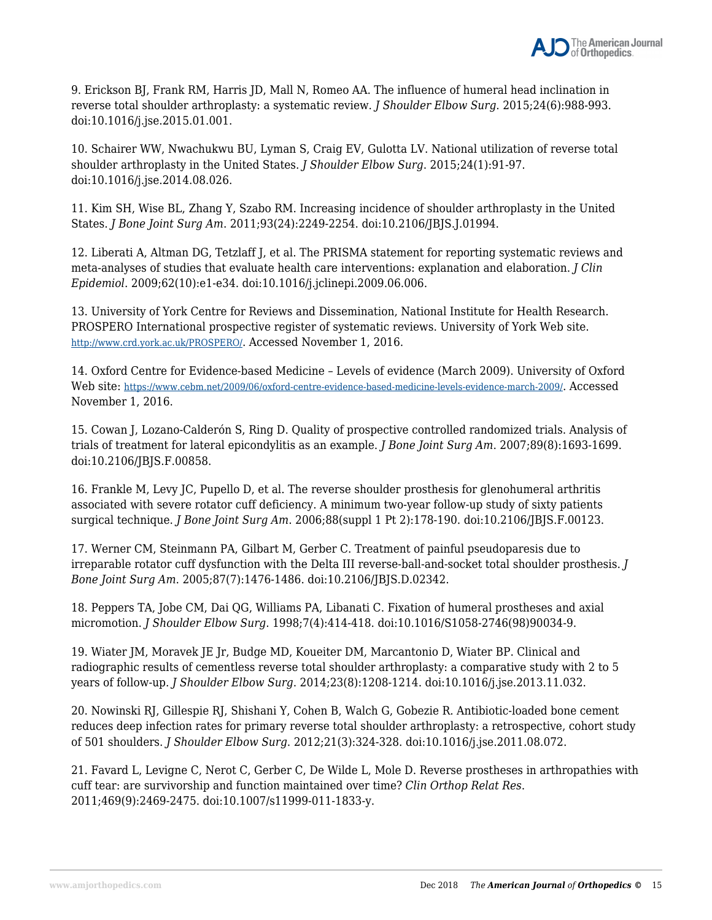9. Erickson BJ, Frank RM, Harris JD, Mall N, Romeo AA. The influence of humeral head inclination in reverse total shoulder arthroplasty: a systematic review. *J Shoulder Elbow Surg*. 2015;24(6):988-993. doi:10.1016/j.jse.2015.01.001.

10. Schairer WW, Nwachukwu BU, Lyman S, Craig EV, Gulotta LV. National utilization of reverse total shoulder arthroplasty in the United States. *J Shoulder Elbow Surg*. 2015;24(1):91-97. doi:10.1016/j.jse.2014.08.026.

11. Kim SH, Wise BL, Zhang Y, Szabo RM. Increasing incidence of shoulder arthroplasty in the United States. *J Bone Joint Surg Am*. 2011;93(24):2249-2254. doi:10.2106/JBJS.J.01994.

12. Liberati A, Altman DG, Tetzlaff J, et al. The PRISMA statement for reporting systematic reviews and meta-analyses of studies that evaluate health care interventions: explanation and elaboration. *J Clin Epidemiol*. 2009;62(10):e1-e34. doi:10.1016/j.jclinepi.2009.06.006.

13. University of York Centre for Reviews and Dissemination, National Institute for Health Research. PROSPERO International prospective register of systematic reviews. University of York Web site. http://www.crd.york.ac.uk/PROSPERO/. Accessed November 1, 2016.

14. Oxford Centre for Evidence-based Medicine – Levels of evidence (March 2009). University of Oxford Web site: https://www.cebm.net/2009/06/oxford-centre-evidence-based-medicine-levels-evidence-march-2009/. Accessed November 1, 2016.

15. Cowan J, Lozano-Calderón S, Ring D. Quality of prospective controlled randomized trials. Analysis of trials of treatment for lateral epicondylitis as an example. *J Bone Joint Surg Am*. 2007;89(8):1693-1699. doi:10.2106/JBJS.F.00858.

16. Frankle M, Levy JC, Pupello D, et al. The reverse shoulder prosthesis for glenohumeral arthritis associated with severe rotator cuff deficiency. A minimum two-year follow-up study of sixty patients surgical technique. *J Bone Joint Surg Am*. 2006;88(suppl 1 Pt 2):178-190. doi:10.2106/JBJS.F.00123.

17. Werner CM, Steinmann PA, Gilbart M, Gerber C. Treatment of painful pseudoparesis due to irreparable rotator cuff dysfunction with the Delta III reverse-ball-and-socket total shoulder prosthesis. *J Bone Joint Surg Am*. 2005;87(7):1476-1486. doi:10.2106/JBJS.D.02342.

18. Peppers TA, Jobe CM, Dai QG, Williams PA, Libanati C. Fixation of humeral prostheses and axial micromotion. *J Shoulder Elbow Surg*. 1998;7(4):414-418. doi:10.1016/S1058-2746(98)90034-9.

19. Wiater JM, Moravek JE Jr, Budge MD, Koueiter DM, Marcantonio D, Wiater BP. Clinical and radiographic results of cementless reverse total shoulder arthroplasty: a comparative study with 2 to 5 years of follow-up. *J Shoulder Elbow Surg*. 2014;23(8):1208-1214. doi:10.1016/j.jse.2013.11.032.

20. Nowinski RJ, Gillespie RJ, Shishani Y, Cohen B, Walch G, Gobezie R. Antibiotic-loaded bone cement reduces deep infection rates for primary reverse total shoulder arthroplasty: a retrospective, cohort study of 501 shoulders. *J Shoulder Elbow Surg*. 2012;21(3):324-328. doi:10.1016/j.jse.2011.08.072.

21. Favard L, Levigne C, Nerot C, Gerber C, De Wilde L, Mole D. Reverse prostheses in arthropathies with cuff tear: are survivorship and function maintained over time? *Clin Orthop Relat Res*. 2011;469(9):2469-2475. doi:10.1007/s11999-011-1833-y.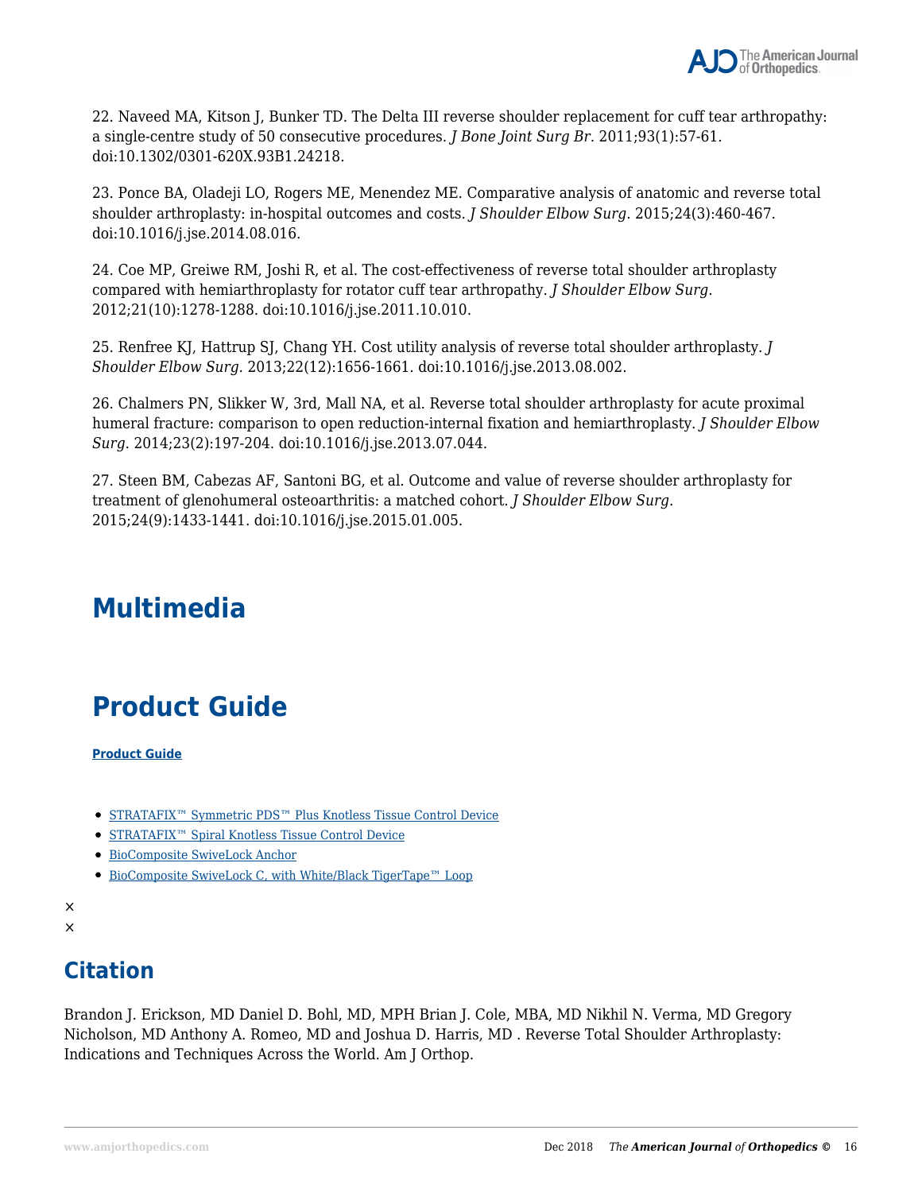22. Naveed MA, Kitson J, Bunker TD. The Delta III reverse shoulder replacement for cuff tear arthropathy: a single-centre study of 50 consecutive procedures. *J Bone Joint Surg Br.* 2011;93(1):57-61. doi:10.1302/0301-620X.93B1.24218.

23. Ponce BA, Oladeji LO, Rogers ME, Menendez ME. Comparative analysis of anatomic and reverse total shoulder arthroplasty: in-hospital outcomes and costs. *J Shoulder Elbow Surg*. 2015;24(3):460-467. doi:10.1016/j.jse.2014.08.016.

24. Coe MP, Greiwe RM, Joshi R, et al. The cost-effectiveness of reverse total shoulder arthroplasty compared with hemiarthroplasty for rotator cuff tear arthropathy. *J Shoulder Elbow Surg*. 2012;21(10):1278-1288. doi:10.1016/j.jse.2011.10.010.

25. Renfree KJ, Hattrup SJ, Chang YH. Cost utility analysis of reverse total shoulder arthroplasty. *J Shoulder Elbow Surg*. 2013;22(12):1656-1661. doi:10.1016/j.jse.2013.08.002.

26. Chalmers PN, Slikker W, 3rd, Mall NA, et al. Reverse total shoulder arthroplasty for acute proximal humeral fracture: comparison to open reduction-internal fixation and hemiarthroplasty. *J Shoulder Elbow Surg*. 2014;23(2):197-204. doi:10.1016/j.jse.2013.07.044.

27. Steen BM, Cabezas AF, Santoni BG, et al. Outcome and value of reverse shoulder arthroplasty for treatment of glenohumeral osteoarthritis: a matched cohort. *J Shoulder Elbow Surg*. 2015;24(9):1433-1441. doi:10.1016/j.jse.2015.01.005.

# Multimedia

# Product Guide

**Product Guide**

- STRATAFIX™ Symmetric PDS™ Plus Knotless Tissue Control Device
- STRATAFIX™ Spiral Knotless Tissue Control Device
- BioComposite SwiveLock Anchor
- BioComposite SwiveLock C, with White/Black TigerTape™ Loop

×
×

## Citation

Brandon J. Erickson, MD Daniel D. Bohl, MD, MPH Brian J. Cole, MBA, MD Nikhil N. Verma, MD Gregory Nicholson, MD Anthony A. Romeo, MD and Joshua D. Harris, MD . Reverse Total Shoulder Arthroplasty: Indications and Techniques Across the World. Am J Orthop.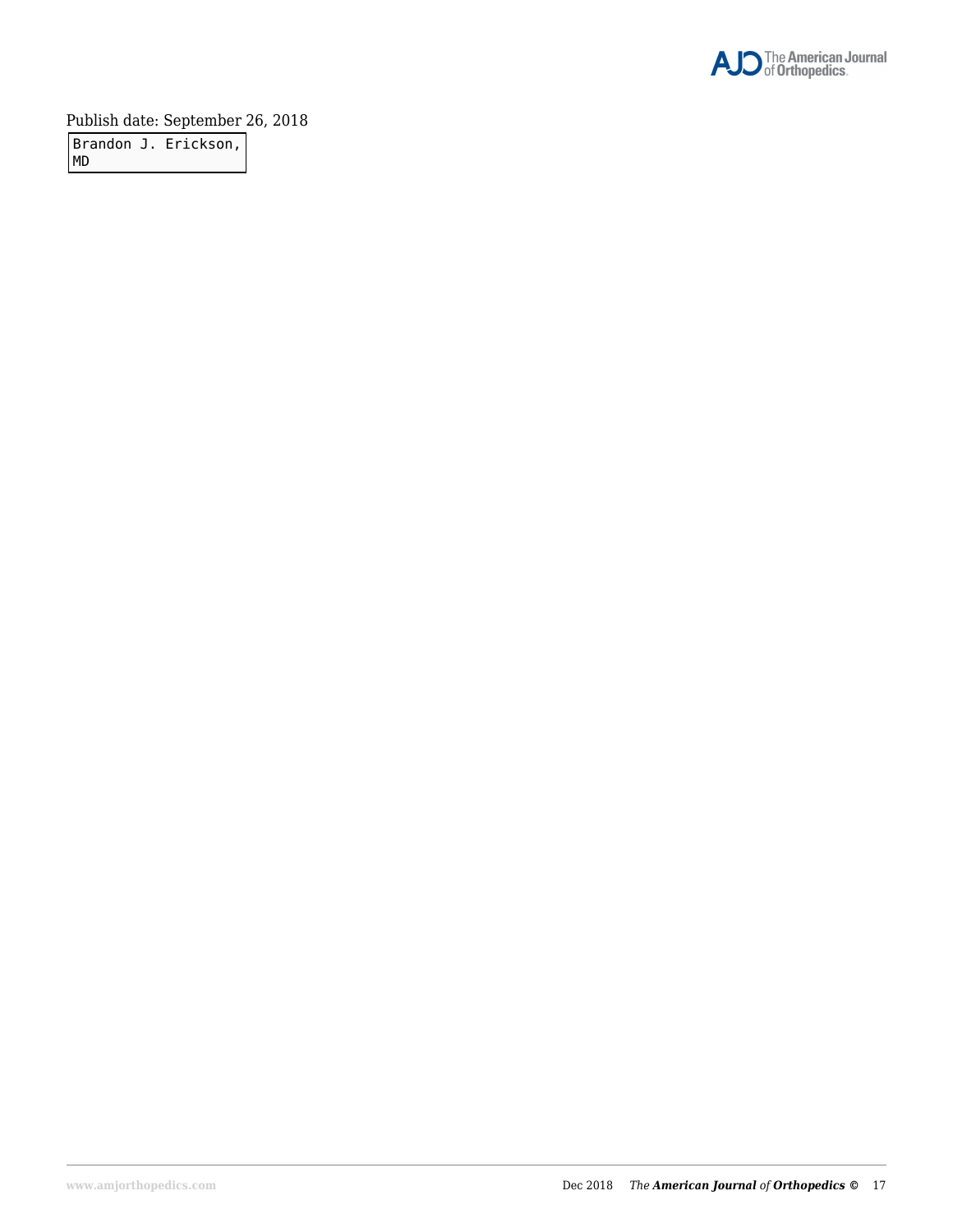Publish date: September 26, 2018

Brandon J. Erickson, MD